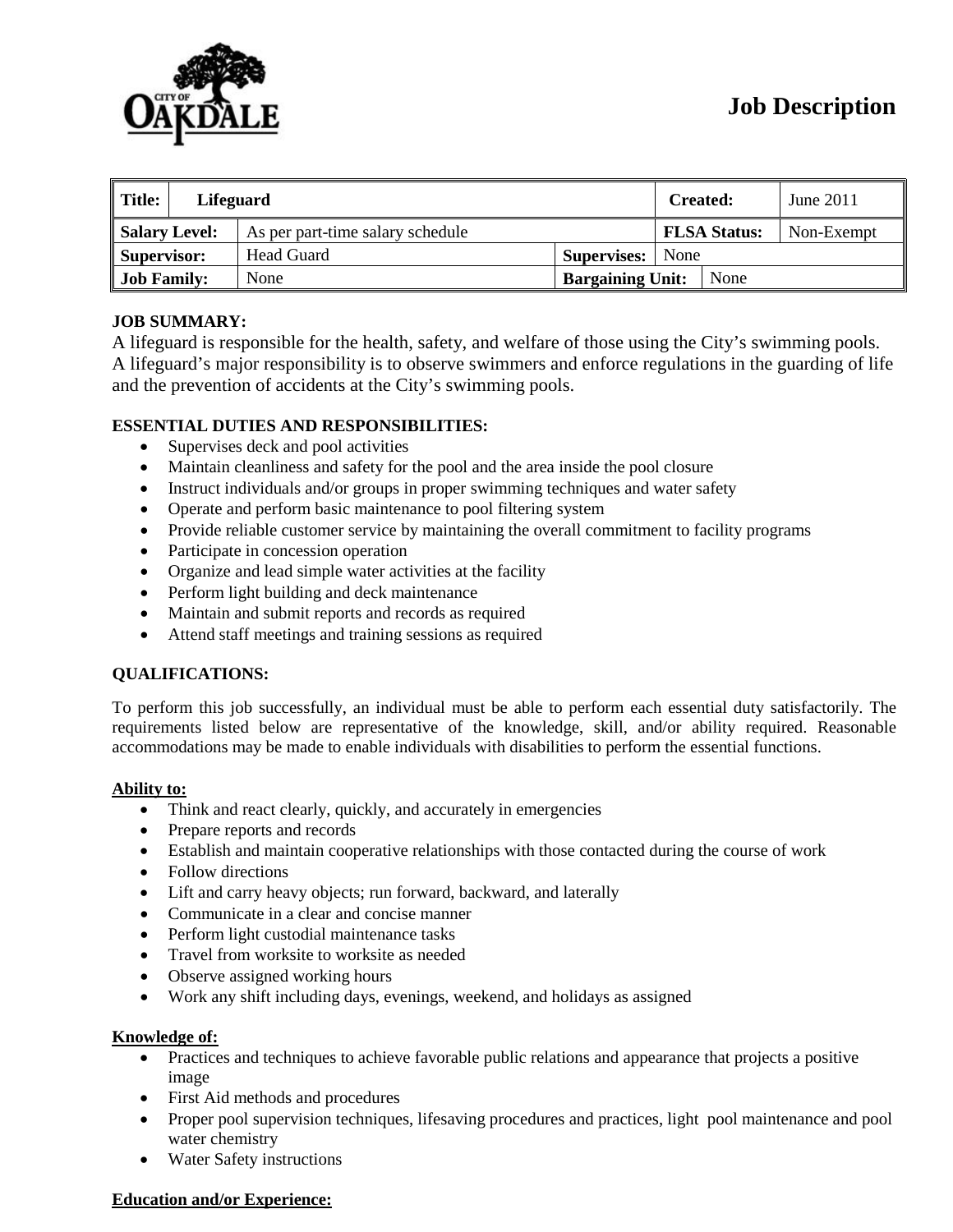# Job Description

| Title: | Lifeguard | | Created: | June 2011 |
|---|---|---|---|---|
| Salary Level: | As per part-time salary schedule | | FLSA Status: | Non-Exempt |
| Supervisor: | Head Guard | Supervises: | None | |
| Job Family: | None | Bargaining Unit: | None | |

**JOB SUMMARY:**

A lifeguard is responsible for the health, safety, and welfare of those using the City's swimming pools. A lifeguard's major responsibility is to observe swimmers and enforce regulations in the guarding of life and the prevention of accidents at the City's swimming pools.

**ESSENTIAL DUTIES AND RESPONSIBILITIES:**

- Supervises deck and pool activities
- Maintain cleanliness and safety for the pool and the area inside the pool closure
- Instruct individuals and/or groups in proper swimming techniques and water safety
- Operate and perform basic maintenance to pool filtering system
- Provide reliable customer service by maintaining the overall commitment to facility programs
- Participate in concession operation
- Organize and lead simple water activities at the facility
- Perform light building and deck maintenance
- Maintain and submit reports and records as required
- Attend staff meetings and training sessions as required

**QUALIFICATIONS:**

To perform this job successfully, an individual must be able to perform each essential duty satisfactorily. The requirements listed below are representative of the knowledge, skill, and/or ability required. Reasonable accommodations may be made to enable individuals with disabilities to perform the essential functions.

**Ability to:**

- Think and react clearly, quickly, and accurately in emergencies
- Prepare reports and records
- Establish and maintain cooperative relationships with those contacted during the course of work
- Follow directions
- Lift and carry heavy objects; run forward, backward, and laterally
- Communicate in a clear and concise manner
- Perform light custodial maintenance tasks
- Travel from worksite to worksite as needed
- Observe assigned working hours
- Work any shift including days, evenings, weekend, and holidays as assigned

**Knowledge of:**

- Practices and techniques to achieve favorable public relations and appearance that projects a positive image
- First Aid methods and procedures
- Proper pool supervision techniques, lifesaving procedures and practices, light pool maintenance and pool water chemistry
- Water Safety instructions

**Education and/or Experience:**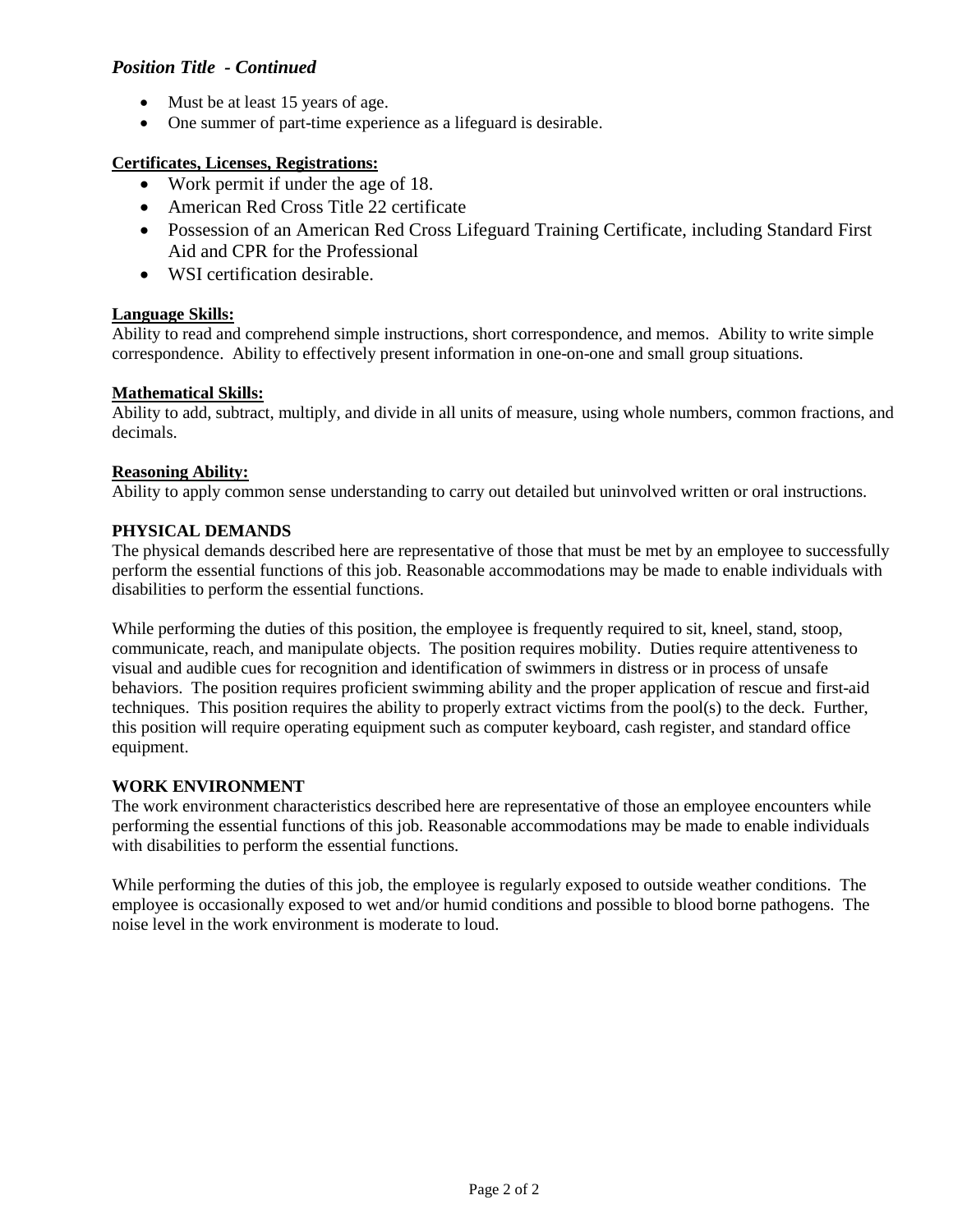## *Position Title - Continued*

- Must be at least 15 years of age.
- One summer of part-time experience as a lifeguard is desirable.

**Certificates, Licenses, Registrations:**

- Work permit if under the age of 18.
- American Red Cross Title 22 certificate
- Possession of an American Red Cross Lifeguard Training Certificate, including Standard First Aid and CPR for the Professional
- WSI certification desirable.

**Language Skills:**

Ability to read and comprehend simple instructions, short correspondence, and memos. Ability to write simple correspondence. Ability to effectively present information in one-on-one and small group situations.

**Mathematical Skills:**

Ability to add, subtract, multiply, and divide in all units of measure, using whole numbers, common fractions, and decimals.

**Reasoning Ability:**

Ability to apply common sense understanding to carry out detailed but uninvolved written or oral instructions.

### PHYSICAL DEMANDS

The physical demands described here are representative of those that must be met by an employee to successfully perform the essential functions of this job. Reasonable accommodations may be made to enable individuals with disabilities to perform the essential functions.

While performing the duties of this position, the employee is frequently required to sit, kneel, stand, stoop, communicate, reach, and manipulate objects. The position requires mobility. Duties require attentiveness to visual and audible cues for recognition and identification of swimmers in distress or in process of unsafe behaviors. The position requires proficient swimming ability and the proper application of rescue and first-aid techniques. This position requires the ability to properly extract victims from the pool(s) to the deck. Further, this position will require operating equipment such as computer keyboard, cash register, and standard office equipment.

### WORK ENVIRONMENT

The work environment characteristics described here are representative of those an employee encounters while performing the essential functions of this job. Reasonable accommodations may be made to enable individuals with disabilities to perform the essential functions.

While performing the duties of this job, the employee is regularly exposed to outside weather conditions. The employee is occasionally exposed to wet and/or humid conditions and possible to blood borne pathogens. The noise level in the work environment is moderate to loud.